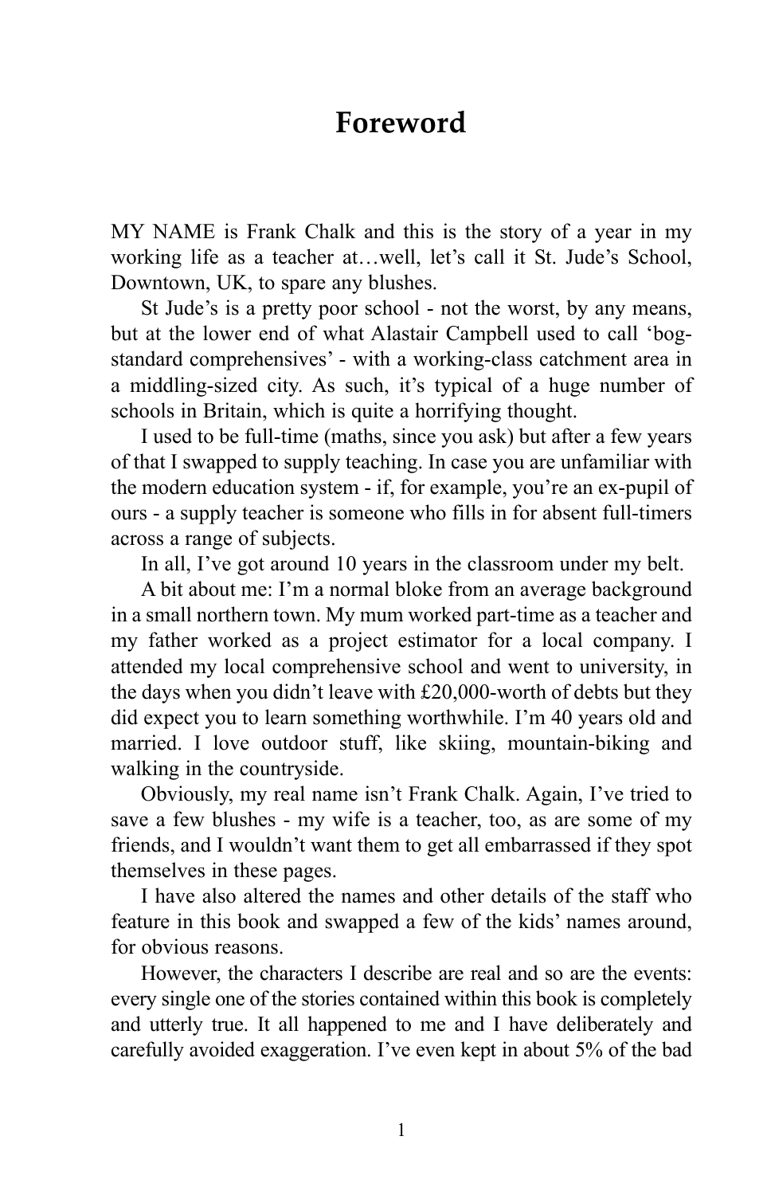# Foreword

MY NAME is Frank Chalk and this is the story of a year in my working life as a teacher at…well, let's call it St. Jude's School, Downtown, UK, to spare any blushes.

St Jude's is a pretty poor school - not the worst, by any means, but at the lower end of what Alastair Campbell used to call 'bog-standard comprehensives' - with a working-class catchment area in a middling-sized city. As such, it's typical of a huge number of schools in Britain, which is quite a horrifying thought.

I used to be full-time (maths, since you ask) but after a few years of that I swapped to supply teaching. In case you are unfamiliar with the modern education system - if, for example, you're an ex-pupil of ours - a supply teacher is someone who fills in for absent full-timers across a range of subjects.

In all, I've got around 10 years in the classroom under my belt.

A bit about me: I'm a normal bloke from an average background in a small northern town. My mum worked part-time as a teacher and my father worked as a project estimator for a local company. I attended my local comprehensive school and went to university, in the days when you didn't leave with £20,000-worth of debts but they did expect you to learn something worthwhile. I'm 40 years old and married. I love outdoor stuff, like skiing, mountain-biking and walking in the countryside.

Obviously, my real name isn't Frank Chalk. Again, I've tried to save a few blushes - my wife is a teacher, too, as are some of my friends, and I wouldn't want them to get all embarrassed if they spot themselves in these pages.

I have also altered the names and other details of the staff who feature in this book and swapped a few of the kids' names around, for obvious reasons.

However, the characters I describe are real and so are the events: every single one of the stories contained within this book is completely and utterly true. It all happened to me and I have deliberately and carefully avoided exaggeration. I've even kept in about 5% of the bad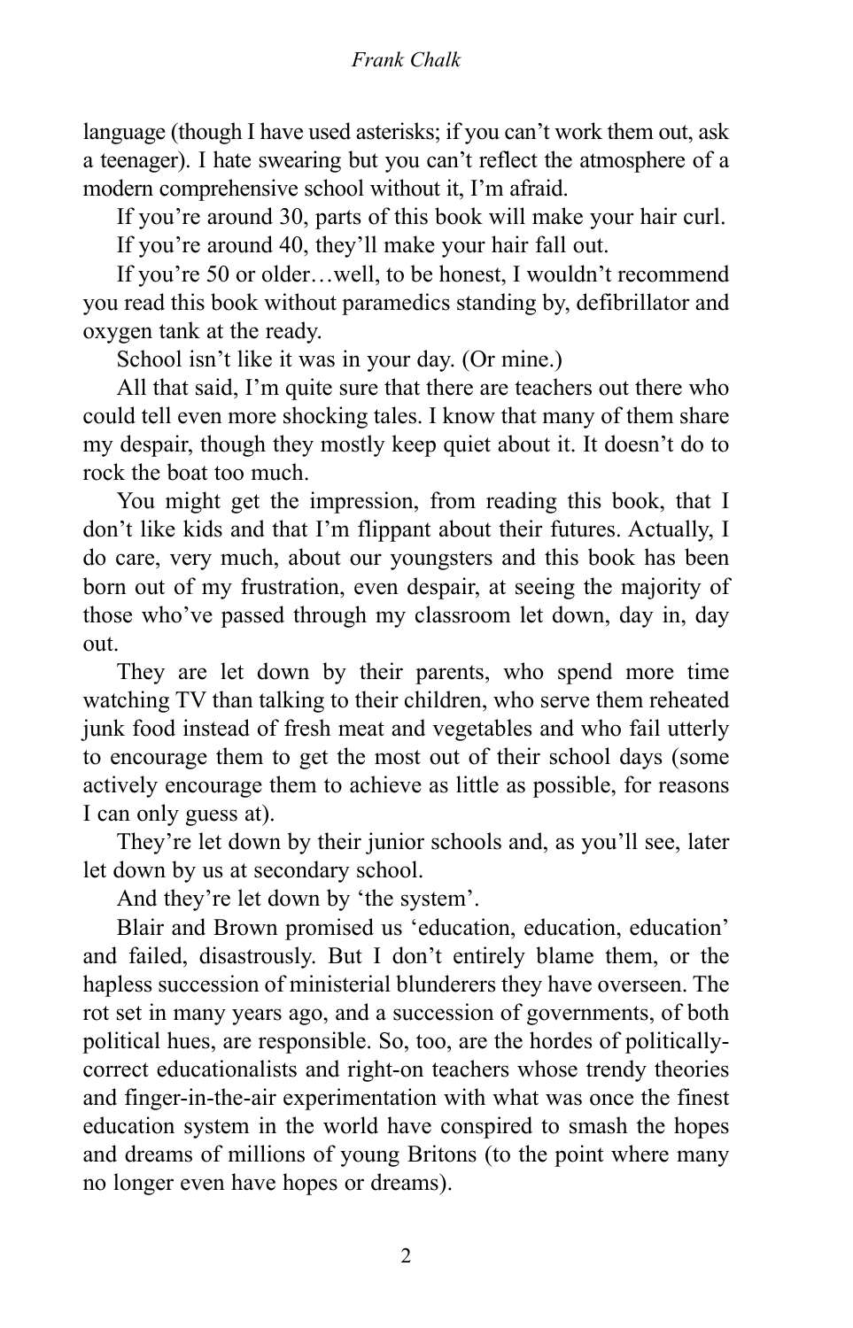language (though I have used asterisks; if you can't work them out, ask a teenager). I hate swearing but you can't reflect the atmosphere of a modern comprehensive school without it, I'm afraid.

If you're around 30, parts of this book will make your hair curl.

If you're around 40, they'll make your hair fall out.

If you're 50 or older…well, to be honest, I wouldn't recommend you read this book without paramedics standing by, defibrillator and oxygen tank at the ready.

School isn't like it was in your day. (Or mine.)

All that said, I'm quite sure that there are teachers out there who could tell even more shocking tales. I know that many of them share my despair, though they mostly keep quiet about it. It doesn't do to rock the boat too much.

You might get the impression, from reading this book, that I don't like kids and that I'm flippant about their futures. Actually, I do care, very much, about our youngsters and this book has been born out of my frustration, even despair, at seeing the majority of those who've passed through my classroom let down, day in, day out.

They are let down by their parents, who spend more time watching TV than talking to their children, who serve them reheated junk food instead of fresh meat and vegetables and who fail utterly to encourage them to get the most out of their school days (some actively encourage them to achieve as little as possible, for reasons I can only guess at).

They're let down by their junior schools and, as you'll see, later let down by us at secondary school.

And they're let down by 'the system'.

Blair and Brown promised us 'education, education, education' and failed, disastrously. But I don't entirely blame them, or the hapless succession of ministerial blunderers they have overseen. The rot set in many years ago, and a succession of governments, of both political hues, are responsible. So, too, are the hordes of politically-correct educationalists and right-on teachers whose trendy theories and finger-in-the-air experimentation with what was once the finest education system in the world have conspired to smash the hopes and dreams of millions of young Britons (to the point where many no longer even have hopes or dreams).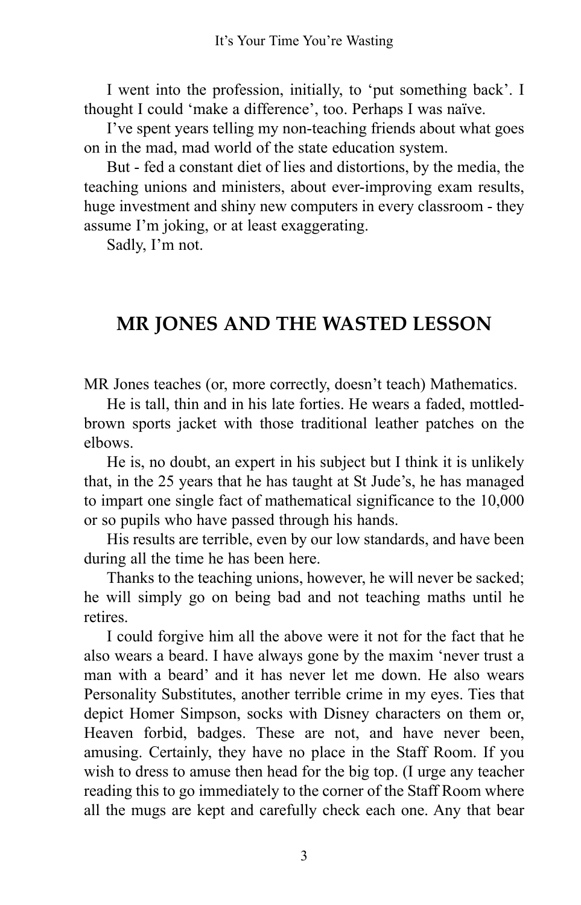I went into the profession, initially, to 'put something back'. I thought I could 'make a difference', too. Perhaps I was naïve.

I've spent years telling my non-teaching friends about what goes on in the mad, mad world of the state education system.

But - fed a constant diet of lies and distortions, by the media, the teaching unions and ministers, about ever-improving exam results, huge investment and shiny new computers in every classroom - they assume I'm joking, or at least exaggerating.

Sadly, I'm not.

## MR JONES AND THE WASTED LESSON

MR Jones teaches (or, more correctly, doesn't teach) Mathematics.

He is tall, thin and in his late forties. He wears a faded, mottled-brown sports jacket with those traditional leather patches on the elbows.

He is, no doubt, an expert in his subject but I think it is unlikely that, in the 25 years that he has taught at St Jude's, he has managed to impart one single fact of mathematical significance to the 10,000 or so pupils who have passed through his hands.

His results are terrible, even by our low standards, and have been during all the time he has been here.

Thanks to the teaching unions, however, he will never be sacked; he will simply go on being bad and not teaching maths until he retires.

I could forgive him all the above were it not for the fact that he also wears a beard. I have always gone by the maxim 'never trust a man with a beard' and it has never let me down. He also wears Personality Substitutes, another terrible crime in my eyes. Ties that depict Homer Simpson, socks with Disney characters on them or, Heaven forbid, badges. These are not, and have never been, amusing. Certainly, they have no place in the Staff Room. If you wish to dress to amuse then head for the big top. (I urge any teacher reading this to go immediately to the corner of the Staff Room where all the mugs are kept and carefully check each one. Any that bear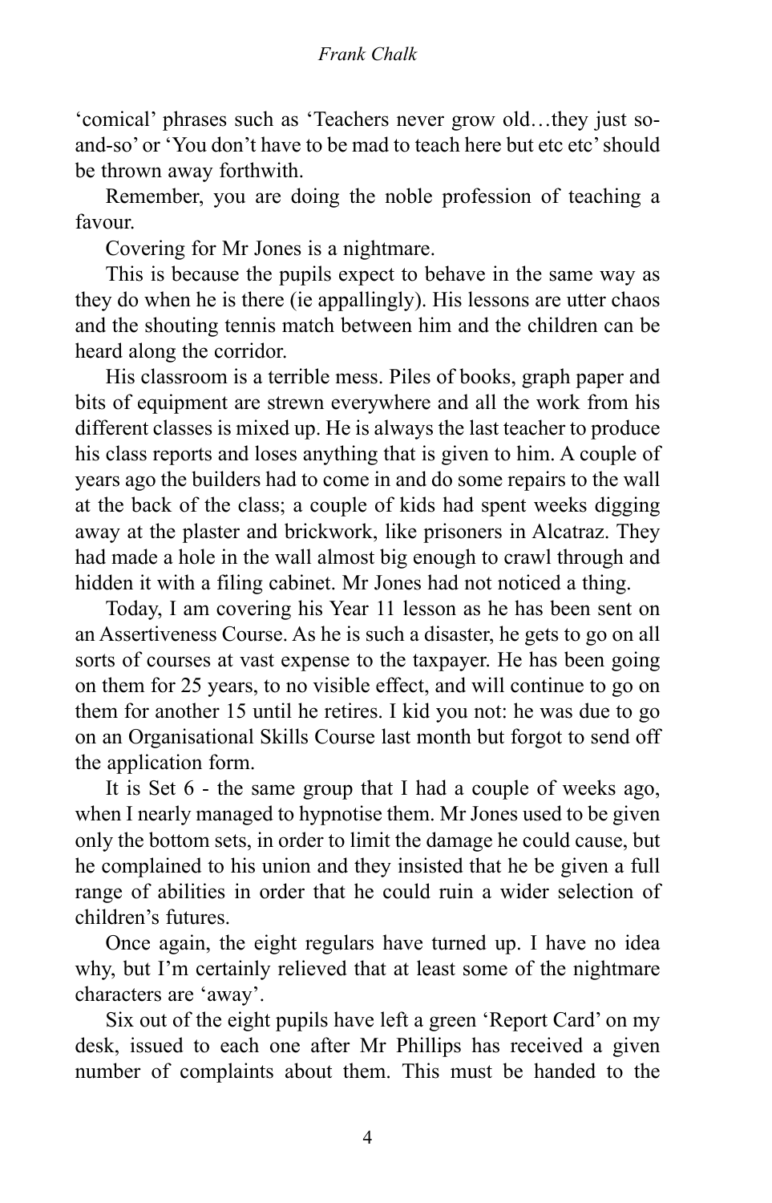'comical' phrases such as 'Teachers never grow old…they just so-and-so' or 'You don't have to be mad to teach here but etc etc' should be thrown away forthwith.

Remember, you are doing the noble profession of teaching a favour.

Covering for Mr Jones is a nightmare.

This is because the pupils expect to behave in the same way as they do when he is there (ie appallingly). His lessons are utter chaos and the shouting tennis match between him and the children can be heard along the corridor.

His classroom is a terrible mess. Piles of books, graph paper and bits of equipment are strewn everywhere and all the work from his different classes is mixed up. He is always the last teacher to produce his class reports and loses anything that is given to him. A couple of years ago the builders had to come in and do some repairs to the wall at the back of the class; a couple of kids had spent weeks digging away at the plaster and brickwork, like prisoners in Alcatraz. They had made a hole in the wall almost big enough to crawl through and hidden it with a filing cabinet. Mr Jones had not noticed a thing.

Today, I am covering his Year 11 lesson as he has been sent on an Assertiveness Course. As he is such a disaster, he gets to go on all sorts of courses at vast expense to the taxpayer. He has been going on them for 25 years, to no visible effect, and will continue to go on them for another 15 until he retires. I kid you not: he was due to go on an Organisational Skills Course last month but forgot to send off the application form.

It is Set 6 - the same group that I had a couple of weeks ago, when I nearly managed to hypnotise them. Mr Jones used to be given only the bottom sets, in order to limit the damage he could cause, but he complained to his union and they insisted that he be given a full range of abilities in order that he could ruin a wider selection of children's futures.

Once again, the eight regulars have turned up. I have no idea why, but I'm certainly relieved that at least some of the nightmare characters are 'away'.

Six out of the eight pupils have left a green 'Report Card' on my desk, issued to each one after Mr Phillips has received a given number of complaints about them. This must be handed to the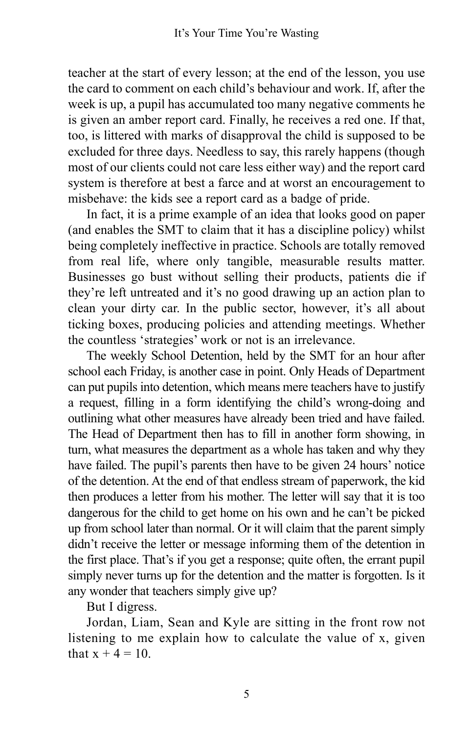teacher at the start of every lesson; at the end of the lesson, you use the card to comment on each child's behaviour and work. If, after the week is up, a pupil has accumulated too many negative comments he is given an amber report card. Finally, he receives a red one. If that, too, is littered with marks of disapproval the child is supposed to be excluded for three days. Needless to say, this rarely happens (though most of our clients could not care less either way) and the report card system is therefore at best a farce and at worst an encouragement to misbehave: the kids see a report card as a badge of pride.

In fact, it is a prime example of an idea that looks good on paper (and enables the SMT to claim that it has a discipline policy) whilst being completely ineffective in practice. Schools are totally removed from real life, where only tangible, measurable results matter. Businesses go bust without selling their products, patients die if they're left untreated and it's no good drawing up an action plan to clean your dirty car. In the public sector, however, it's all about ticking boxes, producing policies and attending meetings. Whether the countless 'strategies' work or not is an irrelevance.

The weekly School Detention, held by the SMT for an hour after school each Friday, is another case in point. Only Heads of Department can put pupils into detention, which means mere teachers have to justify a request, filling in a form identifying the child's wrong-doing and outlining what other measures have already been tried and have failed. The Head of Department then has to fill in another form showing, in turn, what measures the department as a whole has taken and why they have failed. The pupil's parents then have to be given 24 hours' notice of the detention. At the end of that endless stream of paperwork, the kid then produces a letter from his mother. The letter will say that it is too dangerous for the child to get home on his own and he can't be picked up from school later than normal. Or it will claim that the parent simply didn't receive the letter or message informing them of the detention in the first place. That's if you get a response; quite often, the errant pupil simply never turns up for the detention and the matter is forgotten. Is it any wonder that teachers simply give up?

But I digress.

Jordan, Liam, Sean and Kyle are sitting in the front row not listening to me explain how to calculate the value of x, given that $x + 4 = 10$.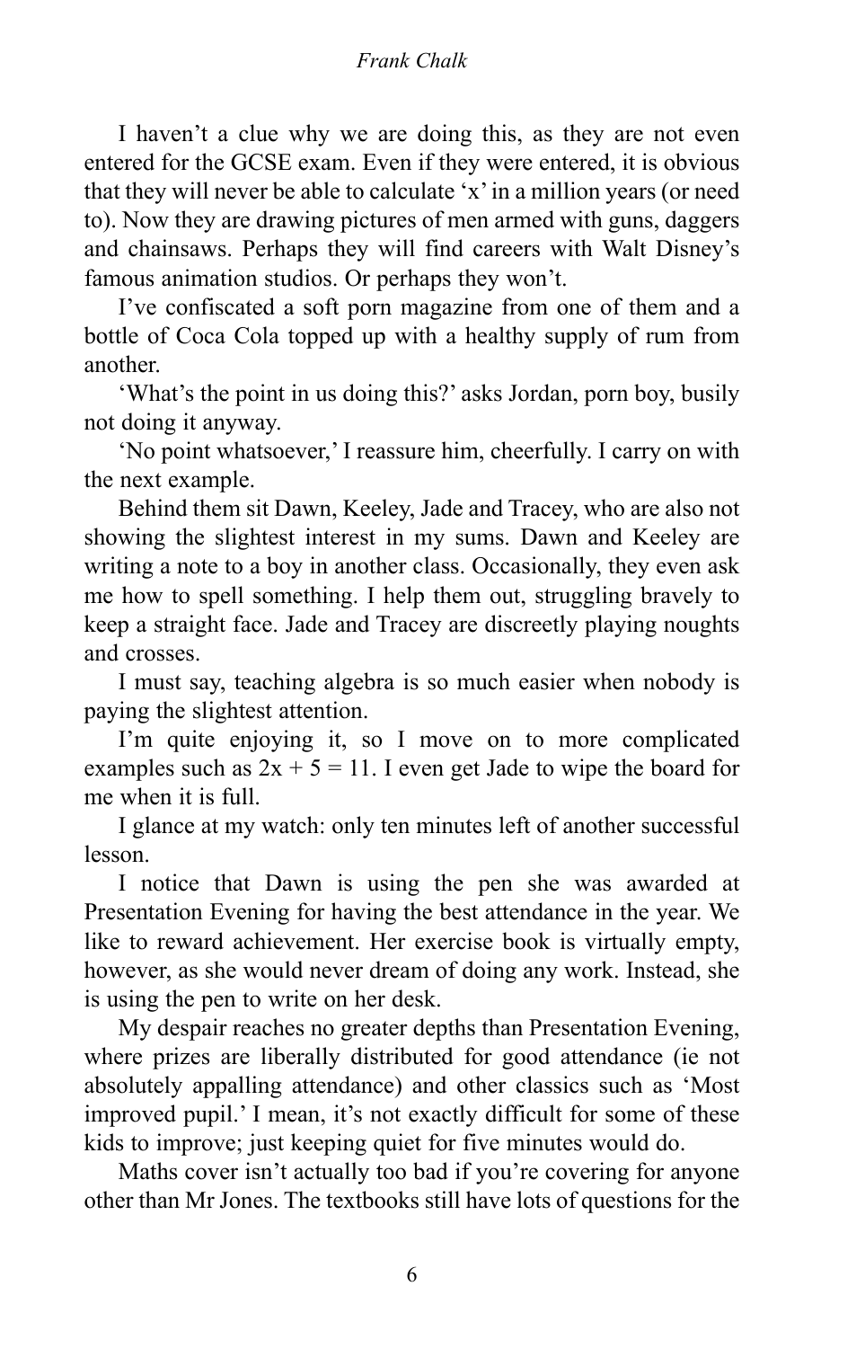I haven't a clue why we are doing this, as they are not even entered for the GCSE exam. Even if they were entered, it is obvious that they will never be able to calculate 'x' in a million years (or need to). Now they are drawing pictures of men armed with guns, daggers and chainsaws. Perhaps they will find careers with Walt Disney's famous animation studios. Or perhaps they won't.

I've confiscated a soft porn magazine from one of them and a bottle of Coca Cola topped up with a healthy supply of rum from another.

'What's the point in us doing this?' asks Jordan, porn boy, busily not doing it anyway.

'No point whatsoever,' I reassure him, cheerfully. I carry on with the next example.

Behind them sit Dawn, Keeley, Jade and Tracey, who are also not showing the slightest interest in my sums. Dawn and Keeley are writing a note to a boy in another class. Occasionally, they even ask me how to spell something. I help them out, struggling bravely to keep a straight face. Jade and Tracey are discreetly playing noughts and crosses.

I must say, teaching algebra is so much easier when nobody is paying the slightest attention.

I'm quite enjoying it, so I move on to more complicated examples such as $2x + 5 = 11$. I even get Jade to wipe the board for me when it is full.

I glance at my watch: only ten minutes left of another successful lesson.

I notice that Dawn is using the pen she was awarded at Presentation Evening for having the best attendance in the year. We like to reward achievement. Her exercise book is virtually empty, however, as she would never dream of doing any work. Instead, she is using the pen to write on her desk.

My despair reaches no greater depths than Presentation Evening, where prizes are liberally distributed for good attendance (ie not absolutely appalling attendance) and other classics such as 'Most improved pupil.' I mean, it's not exactly difficult for some of these kids to improve; just keeping quiet for five minutes would do.

Maths cover isn't actually too bad if you're covering for anyone other than Mr Jones. The textbooks still have lots of questions for the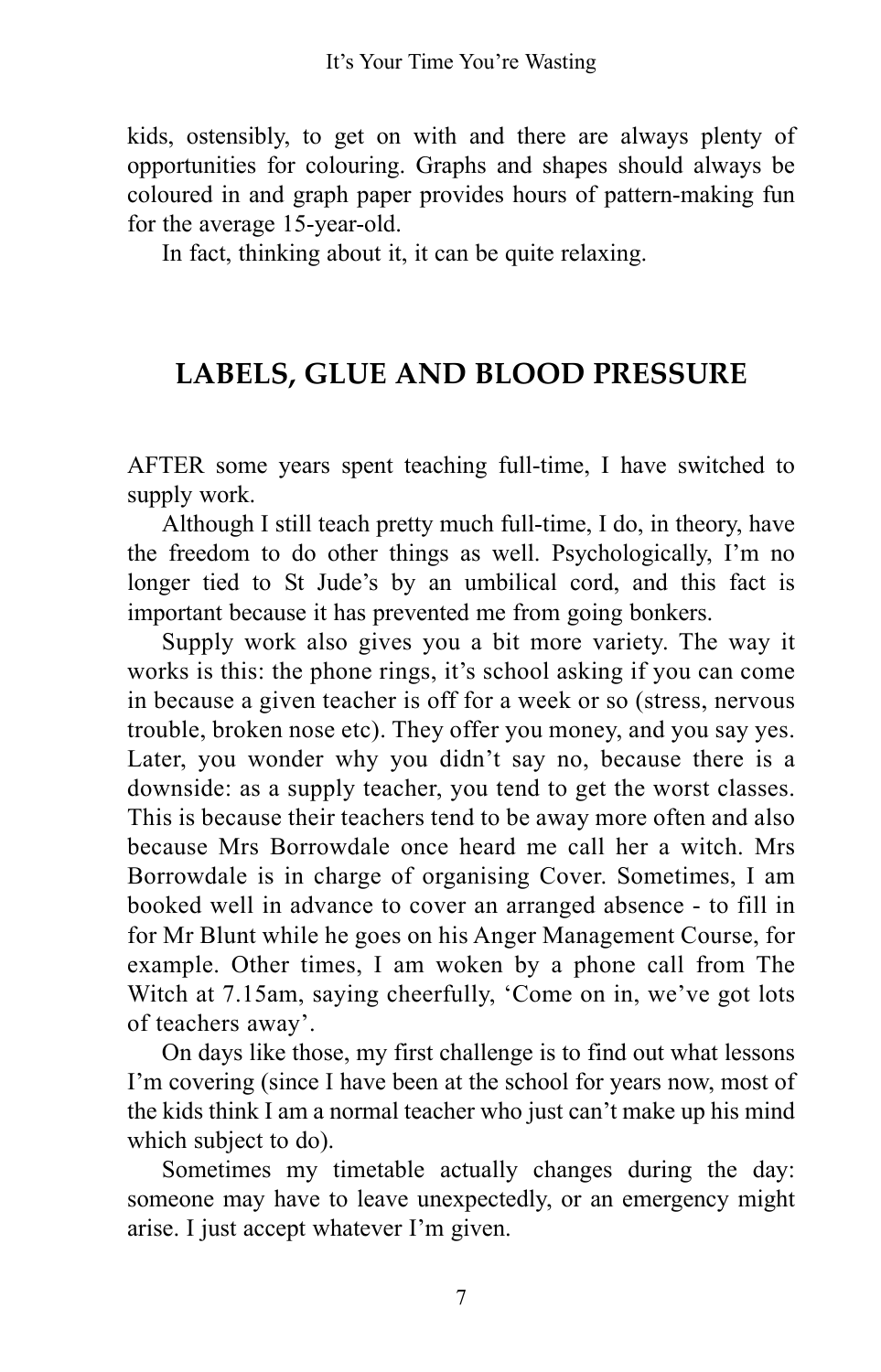kids, ostensibly, to get on with and there are always plenty of opportunities for colouring. Graphs and shapes should always be coloured in and graph paper provides hours of pattern-making fun for the average 15-year-old.

In fact, thinking about it, it can be quite relaxing.

## LABELS, GLUE AND BLOOD PRESSURE

AFTER some years spent teaching full-time, I have switched to supply work.

Although I still teach pretty much full-time, I do, in theory, have the freedom to do other things as well. Psychologically, I'm no longer tied to St Jude's by an umbilical cord, and this fact is important because it has prevented me from going bonkers.

Supply work also gives you a bit more variety. The way it works is this: the phone rings, it's school asking if you can come in because a given teacher is off for a week or so (stress, nervous trouble, broken nose etc). They offer you money, and you say yes. Later, you wonder why you didn't say no, because there is a downside: as a supply teacher, you tend to get the worst classes. This is because their teachers tend to be away more often and also because Mrs Borrowdale once heard me call her a witch. Mrs Borrowdale is in charge of organising Cover. Sometimes, I am booked well in advance to cover an arranged absence - to fill in for Mr Blunt while he goes on his Anger Management Course, for example. Other times, I am woken by a phone call from The Witch at 7.15am, saying cheerfully, 'Come on in, we've got lots of teachers away'.

On days like those, my first challenge is to find out what lessons I'm covering (since I have been at the school for years now, most of the kids think I am a normal teacher who just can't make up his mind which subject to do).

Sometimes my timetable actually changes during the day: someone may have to leave unexpectedly, or an emergency might arise. I just accept whatever I'm given.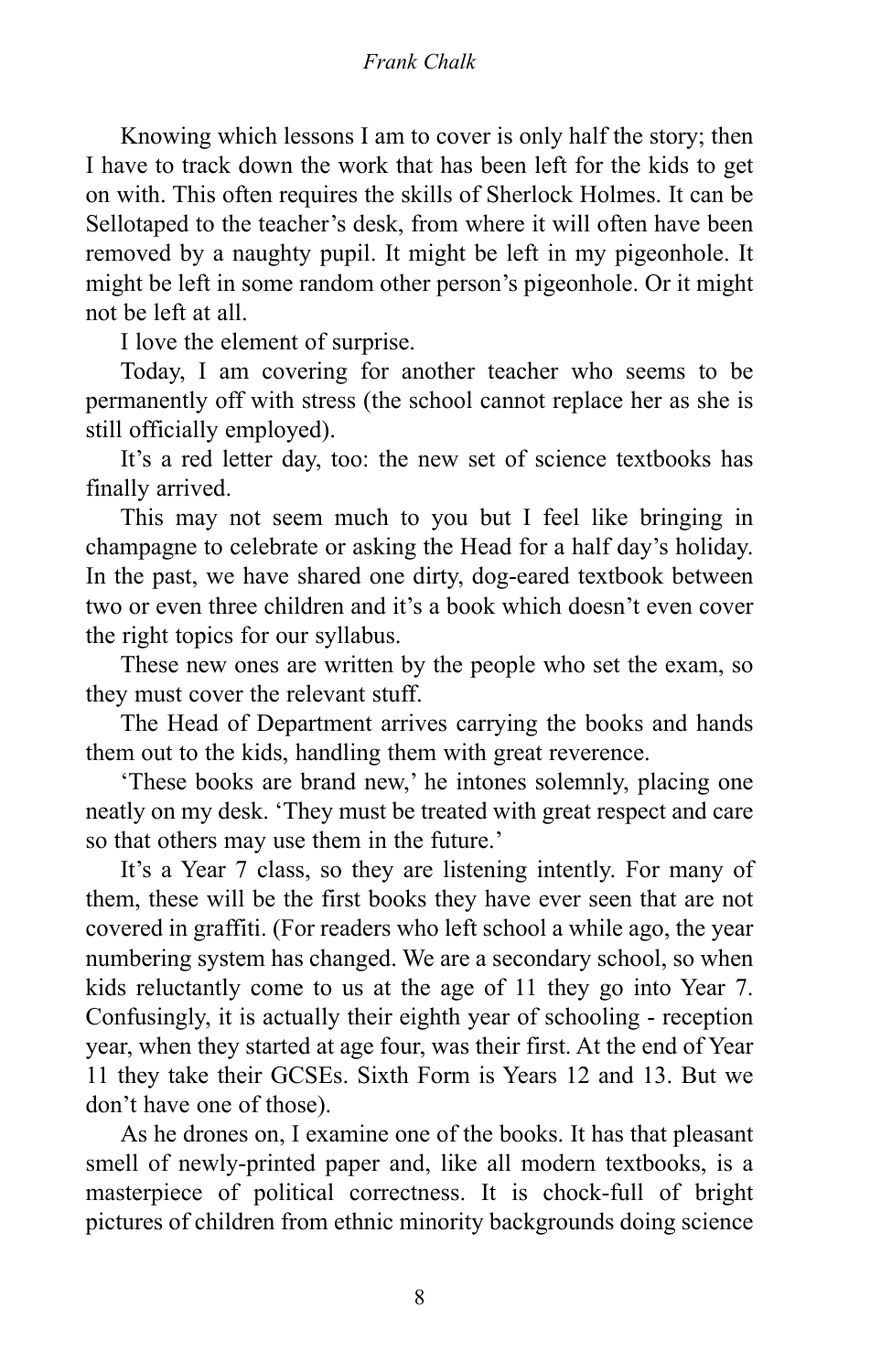Knowing which lessons I am to cover is only half the story; then I have to track down the work that has been left for the kids to get on with. This often requires the skills of Sherlock Holmes. It can be Sellotaped to the teacher's desk, from where it will often have been removed by a naughty pupil. It might be left in my pigeonhole. It might be left in some random other person's pigeonhole. Or it might not be left at all.

I love the element of surprise.

Today, I am covering for another teacher who seems to be permanently off with stress (the school cannot replace her as she is still officially employed).

It's a red letter day, too: the new set of science textbooks has finally arrived.

This may not seem much to you but I feel like bringing in champagne to celebrate or asking the Head for a half day's holiday. In the past, we have shared one dirty, dog-eared textbook between two or even three children and it's a book which doesn't even cover the right topics for our syllabus.

These new ones are written by the people who set the exam, so they must cover the relevant stuff.

The Head of Department arrives carrying the books and hands them out to the kids, handling them with great reverence.

'These books are brand new,' he intones solemnly, placing one neatly on my desk. 'They must be treated with great respect and care so that others may use them in the future.'

It's a Year 7 class, so they are listening intently. For many of them, these will be the first books they have ever seen that are not covered in graffiti. (For readers who left school a while ago, the year numbering system has changed. We are a secondary school, so when kids reluctantly come to us at the age of 11 they go into Year 7. Confusingly, it is actually their eighth year of schooling - reception year, when they started at age four, was their first. At the end of Year 11 they take their GCSEs. Sixth Form is Years 12 and 13. But we don't have one of those).

As he drones on, I examine one of the books. It has that pleasant smell of newly-printed paper and, like all modern textbooks, is a masterpiece of political correctness. It is chock-full of bright pictures of children from ethnic minority backgrounds doing science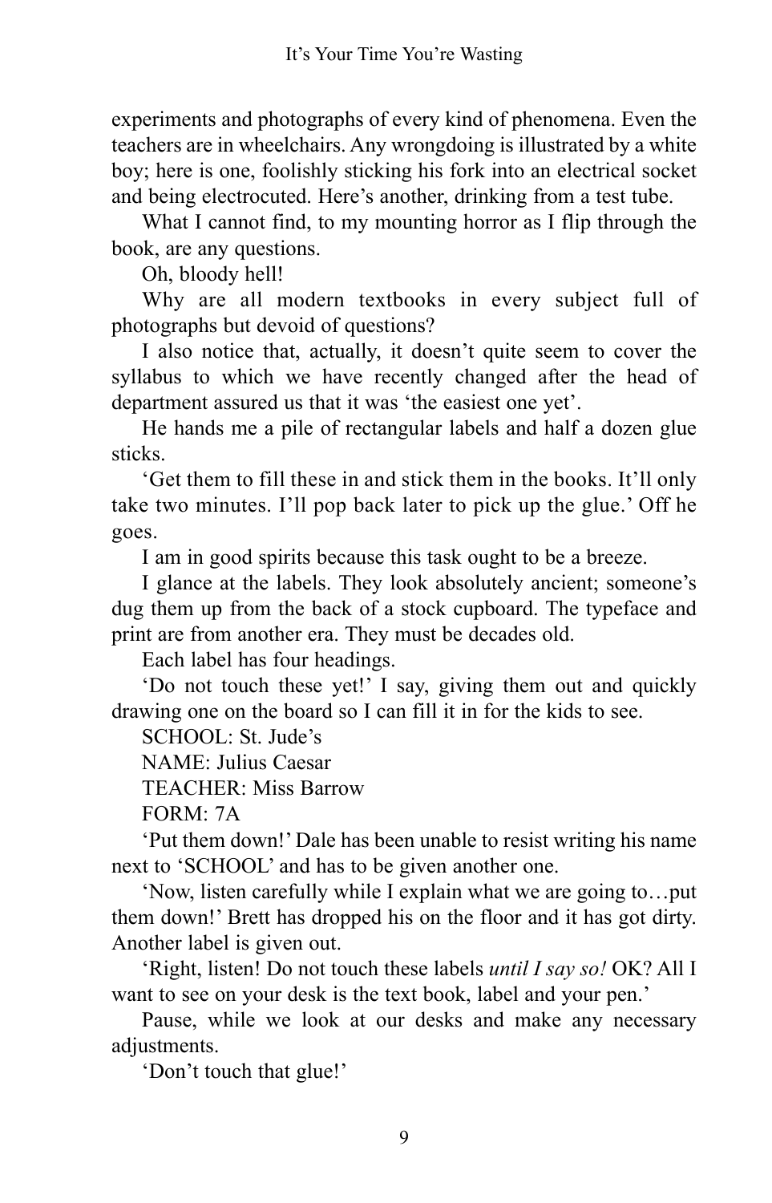experiments and photographs of every kind of phenomena. Even the teachers are in wheelchairs. Any wrongdoing is illustrated by a white boy; here is one, foolishly sticking his fork into an electrical socket and being electrocuted. Here's another, drinking from a test tube.

What I cannot find, to my mounting horror as I flip through the book, are any questions.

Oh, bloody hell!

Why are all modern textbooks in every subject full of photographs but devoid of questions?

I also notice that, actually, it doesn't quite seem to cover the syllabus to which we have recently changed after the head of department assured us that it was 'the easiest one yet'.

He hands me a pile of rectangular labels and half a dozen glue sticks.

'Get them to fill these in and stick them in the books. It'll only take two minutes. I'll pop back later to pick up the glue.' Off he goes.

I am in good spirits because this task ought to be a breeze.

I glance at the labels. They look absolutely ancient; someone's dug them up from the back of a stock cupboard. The typeface and print are from another era. They must be decades old.

Each label has four headings.

'Do not touch these yet!' I say, giving them out and quickly drawing one on the board so I can fill it in for the kids to see.

SCHOOL: St. Jude's

NAME: Julius Caesar

TEACHER: Miss Barrow

FORM: 7A

'Put them down!' Dale has been unable to resist writing his name next to 'SCHOOL' and has to be given another one.

'Now, listen carefully while I explain what we are going to…put them down!' Brett has dropped his on the floor and it has got dirty. Another label is given out.

'Right, listen! Do not touch these labels *until I say so!* OK? All I want to see on your desk is the text book, label and your pen.'

Pause, while we look at our desks and make any necessary adjustments.

'Don't touch that glue!'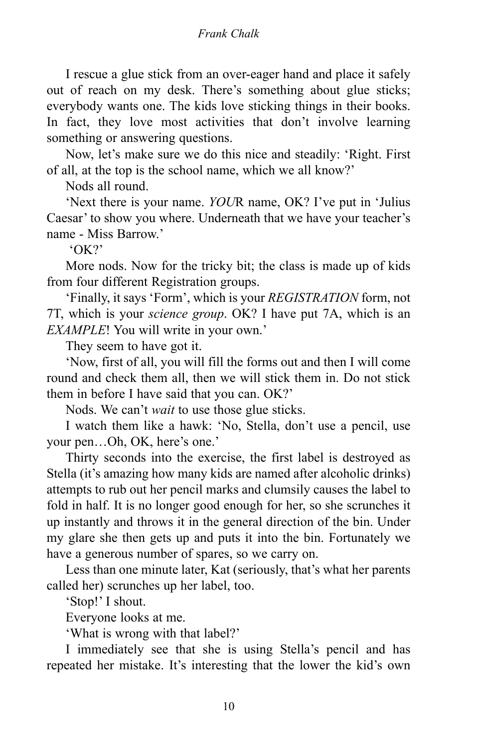I rescue a glue stick from an over-eager hand and place it safely out of reach on my desk. There's something about glue sticks; everybody wants one. The kids love sticking things in their books. In fact, they love most activities that don't involve learning something or answering questions.

Now, let's make sure we do this nice and steadily: 'Right. First of all, at the top is the school name, which we all know?'

Nods all round.

'Next there is your name. *YOU*R name, OK? I've put in 'Julius Caesar' to show you where. Underneath that we have your teacher's name - Miss Barrow.'

'OK?'

More nods. Now for the tricky bit; the class is made up of kids from four different Registration groups.

'Finally, it says 'Form', which is your *REGISTRATION* form, not 7T, which is your *science group*. OK? I have put 7A, which is an *EXAMPLE*! You will write in your own.'

They seem to have got it.

'Now, first of all, you will fill the forms out and then I will come round and check them all, then we will stick them in. Do not stick them in before I have said that you can. OK?'

Nods. We can't *wait* to use those glue sticks.

I watch them like a hawk: 'No, Stella, don't use a pencil, use your pen…Oh, OK, here's one.'

Thirty seconds into the exercise, the first label is destroyed as Stella (it's amazing how many kids are named after alcoholic drinks) attempts to rub out her pencil marks and clumsily causes the label to fold in half. It is no longer good enough for her, so she scrunches it up instantly and throws it in the general direction of the bin. Under my glare she then gets up and puts it into the bin. Fortunately we have a generous number of spares, so we carry on.

Less than one minute later, Kat (seriously, that's what her parents called her) scrunches up her label, too.

'Stop!' I shout.

Everyone looks at me.

'What is wrong with that label?'

I immediately see that she is using Stella's pencil and has repeated her mistake. It's interesting that the lower the kid's own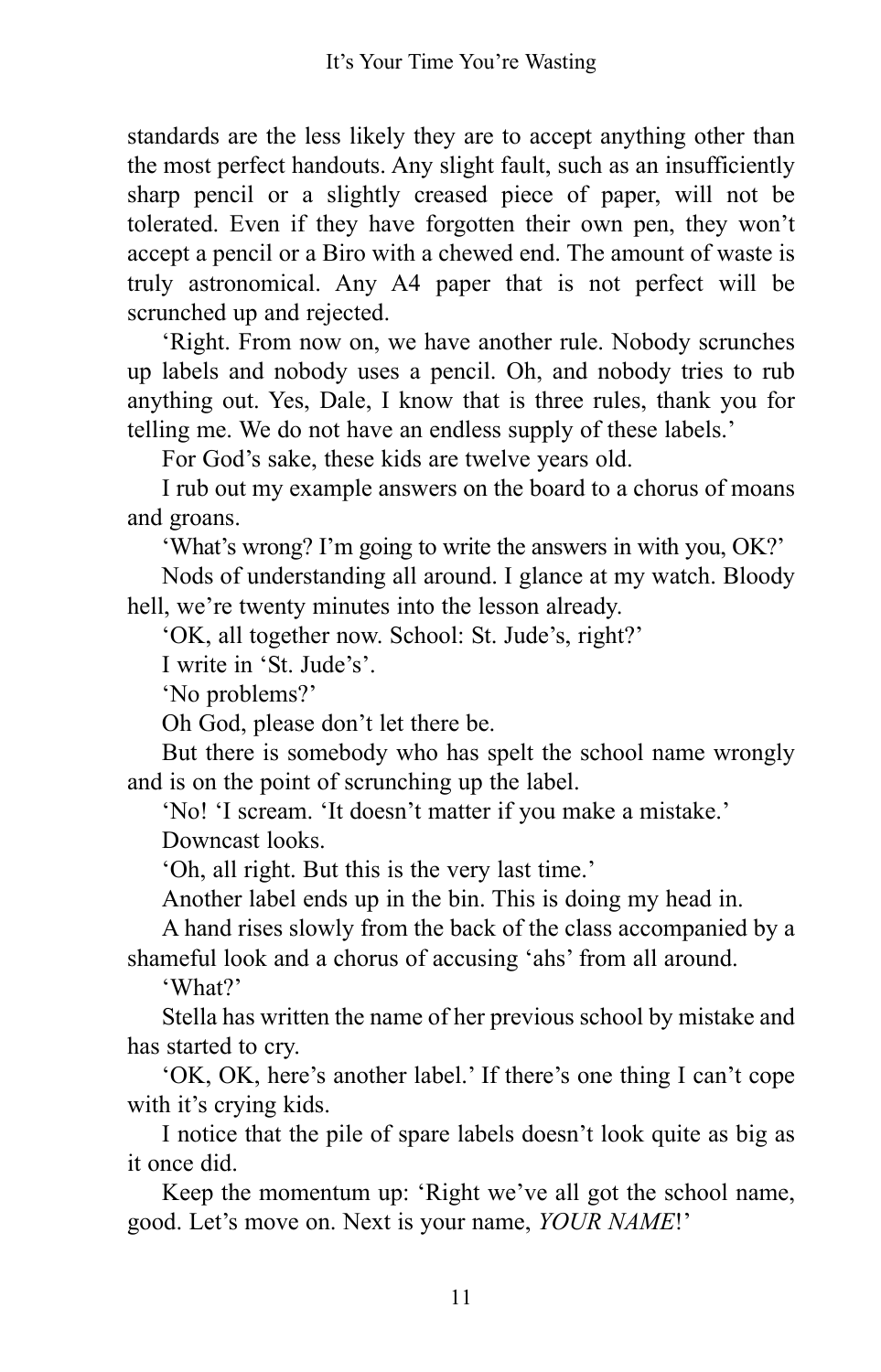standards are the less likely they are to accept anything other than the most perfect handouts. Any slight fault, such as an insufficiently sharp pencil or a slightly creased piece of paper, will not be tolerated. Even if they have forgotten their own pen, they won't accept a pencil or a Biro with a chewed end. The amount of waste is truly astronomical. Any A4 paper that is not perfect will be scrunched up and rejected.

'Right. From now on, we have another rule. Nobody scrunches up labels and nobody uses a pencil. Oh, and nobody tries to rub anything out. Yes, Dale, I know that is three rules, thank you for telling me. We do not have an endless supply of these labels.'

For God's sake, these kids are twelve years old.

I rub out my example answers on the board to a chorus of moans and groans.

'What's wrong? I'm going to write the answers in with you, OK?'

Nods of understanding all around. I glance at my watch. Bloody hell, we're twenty minutes into the lesson already.

'OK, all together now. School: St. Jude's, right?'

I write in 'St. Jude's'.

'No problems?'

Oh God, please don't let there be.

But there is somebody who has spelt the school name wrongly and is on the point of scrunching up the label.

'No! 'I scream. 'It doesn't matter if you make a mistake.'

Downcast looks.

'Oh, all right. But this is the very last time.'

Another label ends up in the bin. This is doing my head in.

A hand rises slowly from the back of the class accompanied by a shameful look and a chorus of accusing 'ahs' from all around.

'What?'

Stella has written the name of her previous school by mistake and has started to cry.

'OK, OK, here's another label.' If there's one thing I can't cope with it's crying kids.

I notice that the pile of spare labels doesn't look quite as big as it once did.

Keep the momentum up: 'Right we've all got the school name, good. Let's move on. Next is your name, *YOUR NAME*!'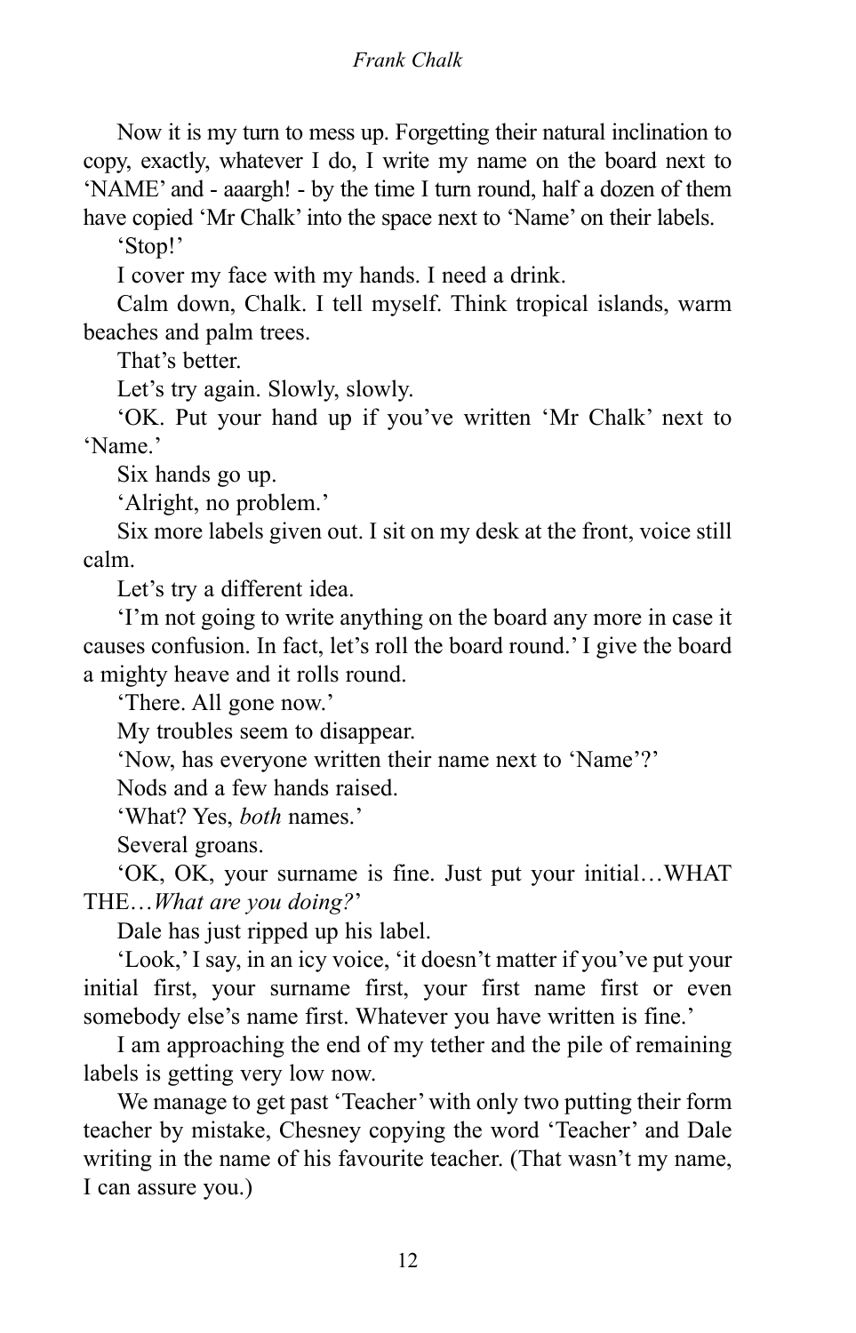Now it is my turn to mess up. Forgetting their natural inclination to copy, exactly, whatever I do, I write my name on the board next to 'NAME' and - aaargh! - by the time I turn round, half a dozen of them have copied 'Mr Chalk' into the space next to 'Name' on their labels.

'Stop!'

I cover my face with my hands. I need a drink.

Calm down, Chalk. I tell myself. Think tropical islands, warm beaches and palm trees.

That's better.

Let's try again. Slowly, slowly.

'OK. Put your hand up if you've written 'Mr Chalk' next to 'Name.'

Six hands go up.

'Alright, no problem.'

Six more labels given out. I sit on my desk at the front, voice still calm.

Let's try a different idea.

'I'm not going to write anything on the board any more in case it causes confusion. In fact, let's roll the board round.' I give the board a mighty heave and it rolls round.

'There. All gone now.'

My troubles seem to disappear.

'Now, has everyone written their name next to 'Name'?'

Nods and a few hands raised.

'What? Yes, *both* names.'

Several groans.

'OK, OK, your surname is fine. Just put your initial…WHAT THE…*What are you doing?*'

Dale has just ripped up his label.

'Look,' I say, in an icy voice, 'it doesn't matter if you've put your initial first, your surname first, your first name first or even somebody else's name first. Whatever you have written is fine.'

I am approaching the end of my tether and the pile of remaining labels is getting very low now.

We manage to get past 'Teacher' with only two putting their form teacher by mistake, Chesney copying the word 'Teacher' and Dale writing in the name of his favourite teacher. (That wasn't my name, I can assure you.)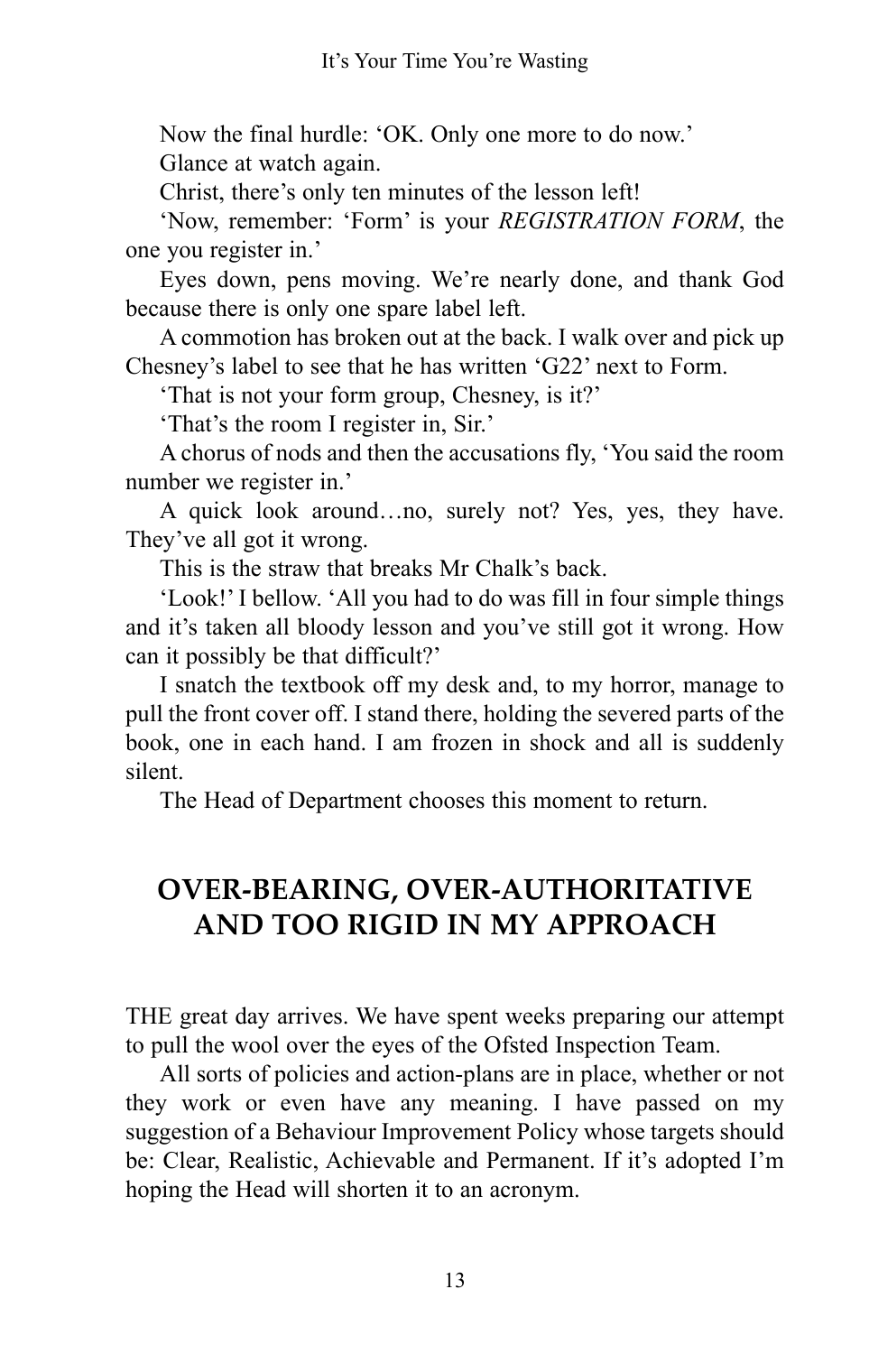Now the final hurdle: 'OK. Only one more to do now.'

Glance at watch again.

Christ, there's only ten minutes of the lesson left!

'Now, remember: 'Form' is your *REGISTRATION FORM*, the one you register in.'

Eyes down, pens moving. We're nearly done, and thank God because there is only one spare label left.

A commotion has broken out at the back. I walk over and pick up Chesney's label to see that he has written 'G22' next to Form.

'That is not your form group, Chesney, is it?'

'That's the room I register in, Sir.'

A chorus of nods and then the accusations fly, 'You said the room number we register in.'

A quick look around…no, surely not? Yes, yes, they have. They've all got it wrong.

This is the straw that breaks Mr Chalk's back.

'Look!' I bellow. 'All you had to do was fill in four simple things and it's taken all bloody lesson and you've still got it wrong. How can it possibly be that difficult?'

I snatch the textbook off my desk and, to my horror, manage to pull the front cover off. I stand there, holding the severed parts of the book, one in each hand. I am frozen in shock and all is suddenly silent.

The Head of Department chooses this moment to return.

## OVER-BEARING, OVER-AUTHORITATIVE AND TOO RIGID IN MY APPROACH

THE great day arrives. We have spent weeks preparing our attempt to pull the wool over the eyes of the Ofsted Inspection Team.

All sorts of policies and action-plans are in place, whether or not they work or even have any meaning. I have passed on my suggestion of a Behaviour Improvement Policy whose targets should be: Clear, Realistic, Achievable and Permanent. If it's adopted I'm hoping the Head will shorten it to an acronym.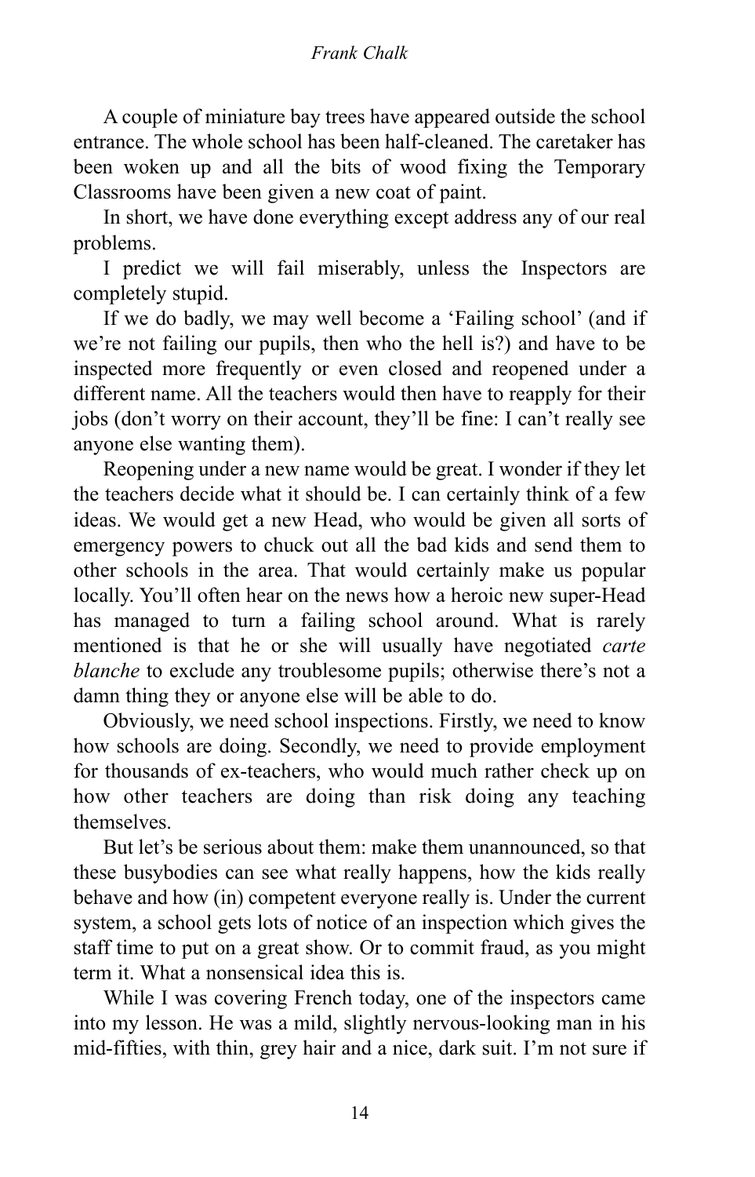A couple of miniature bay trees have appeared outside the school entrance. The whole school has been half-cleaned. The caretaker has been woken up and all the bits of wood fixing the Temporary Classrooms have been given a new coat of paint.

In short, we have done everything except address any of our real problems.

I predict we will fail miserably, unless the Inspectors are completely stupid.

If we do badly, we may well become a 'Failing school' (and if we're not failing our pupils, then who the hell is?) and have to be inspected more frequently or even closed and reopened under a different name. All the teachers would then have to reapply for their jobs (don't worry on their account, they'll be fine: I can't really see anyone else wanting them).

Reopening under a new name would be great. I wonder if they let the teachers decide what it should be. I can certainly think of a few ideas. We would get a new Head, who would be given all sorts of emergency powers to chuck out all the bad kids and send them to other schools in the area. That would certainly make us popular locally. You'll often hear on the news how a heroic new super-Head has managed to turn a failing school around. What is rarely mentioned is that he or she will usually have negotiated *carte blanche* to exclude any troublesome pupils; otherwise there's not a damn thing they or anyone else will be able to do.

Obviously, we need school inspections. Firstly, we need to know how schools are doing. Secondly, we need to provide employment for thousands of ex-teachers, who would much rather check up on how other teachers are doing than risk doing any teaching themselves.

But let's be serious about them: make them unannounced, so that these busybodies can see what really happens, how the kids really behave and how (in) competent everyone really is. Under the current system, a school gets lots of notice of an inspection which gives the staff time to put on a great show. Or to commit fraud, as you might term it. What a nonsensical idea this is.

While I was covering French today, one of the inspectors came into my lesson. He was a mild, slightly nervous-looking man in his mid-fifties, with thin, grey hair and a nice, dark suit. I'm not sure if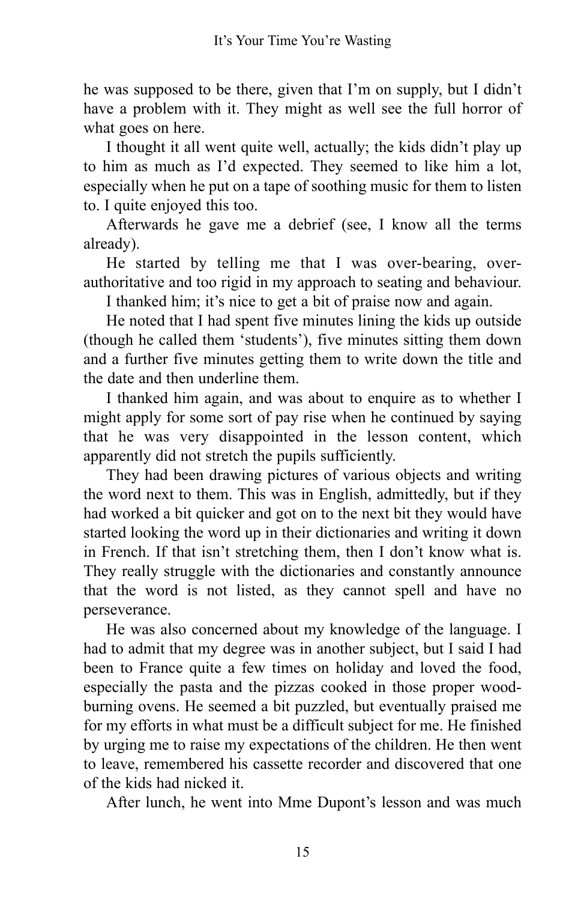he was supposed to be there, given that I'm on supply, but I didn't have a problem with it. They might as well see the full horror of what goes on here.

I thought it all went quite well, actually; the kids didn't play up to him as much as I'd expected. They seemed to like him a lot, especially when he put on a tape of soothing music for them to listen to. I quite enjoyed this too.

Afterwards he gave me a debrief (see, I know all the terms already).

He started by telling me that I was over-bearing, over-authoritative and too rigid in my approach to seating and behaviour.

I thanked him; it's nice to get a bit of praise now and again.

He noted that I had spent five minutes lining the kids up outside (though he called them 'students'), five minutes sitting them down and a further five minutes getting them to write down the title and the date and then underline them.

I thanked him again, and was about to enquire as to whether I might apply for some sort of pay rise when he continued by saying that he was very disappointed in the lesson content, which apparently did not stretch the pupils sufficiently.

They had been drawing pictures of various objects and writing the word next to them. This was in English, admittedly, but if they had worked a bit quicker and got on to the next bit they would have started looking the word up in their dictionaries and writing it down in French. If that isn't stretching them, then I don't know what is. They really struggle with the dictionaries and constantly announce that the word is not listed, as they cannot spell and have no perseverance.

He was also concerned about my knowledge of the language. I had to admit that my degree was in another subject, but I said I had been to France quite a few times on holiday and loved the food, especially the pasta and the pizzas cooked in those proper wood-burning ovens. He seemed a bit puzzled, but eventually praised me for my efforts in what must be a difficult subject for me. He finished by urging me to raise my expectations of the children. He then went to leave, remembered his cassette recorder and discovered that one of the kids had nicked it.

After lunch, he went into Mme Dupont's lesson and was much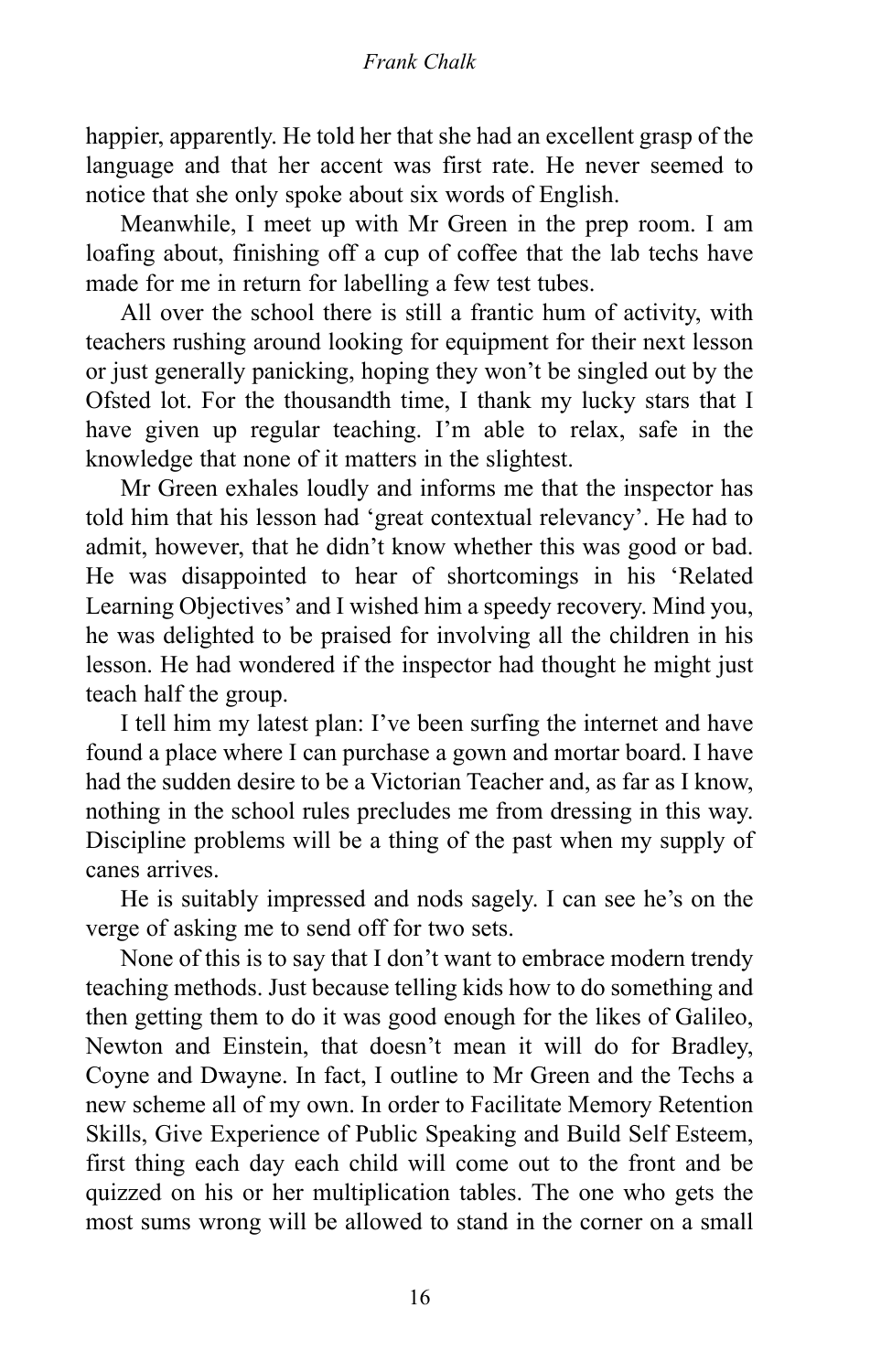happier, apparently. He told her that she had an excellent grasp of the language and that her accent was first rate. He never seemed to notice that she only spoke about six words of English.

Meanwhile, I meet up with Mr Green in the prep room. I am loafing about, finishing off a cup of coffee that the lab techs have made for me in return for labelling a few test tubes.

All over the school there is still a frantic hum of activity, with teachers rushing around looking for equipment for their next lesson or just generally panicking, hoping they won't be singled out by the Ofsted lot. For the thousandth time, I thank my lucky stars that I have given up regular teaching. I'm able to relax, safe in the knowledge that none of it matters in the slightest.

Mr Green exhales loudly and informs me that the inspector has told him that his lesson had 'great contextual relevancy'. He had to admit, however, that he didn't know whether this was good or bad. He was disappointed to hear of shortcomings in his 'Related Learning Objectives' and I wished him a speedy recovery. Mind you, he was delighted to be praised for involving all the children in his lesson. He had wondered if the inspector had thought he might just teach half the group.

I tell him my latest plan: I've been surfing the internet and have found a place where I can purchase a gown and mortar board. I have had the sudden desire to be a Victorian Teacher and, as far as I know, nothing in the school rules precludes me from dressing in this way. Discipline problems will be a thing of the past when my supply of canes arrives.

He is suitably impressed and nods sagely. I can see he's on the verge of asking me to send off for two sets.

None of this is to say that I don't want to embrace modern trendy teaching methods. Just because telling kids how to do something and then getting them to do it was good enough for the likes of Galileo, Newton and Einstein, that doesn't mean it will do for Bradley, Coyne and Dwayne. In fact, I outline to Mr Green and the Techs a new scheme all of my own. In order to Facilitate Memory Retention Skills, Give Experience of Public Speaking and Build Self Esteem, first thing each day each child will come out to the front and be quizzed on his or her multiplication tables. The one who gets the most sums wrong will be allowed to stand in the corner on a small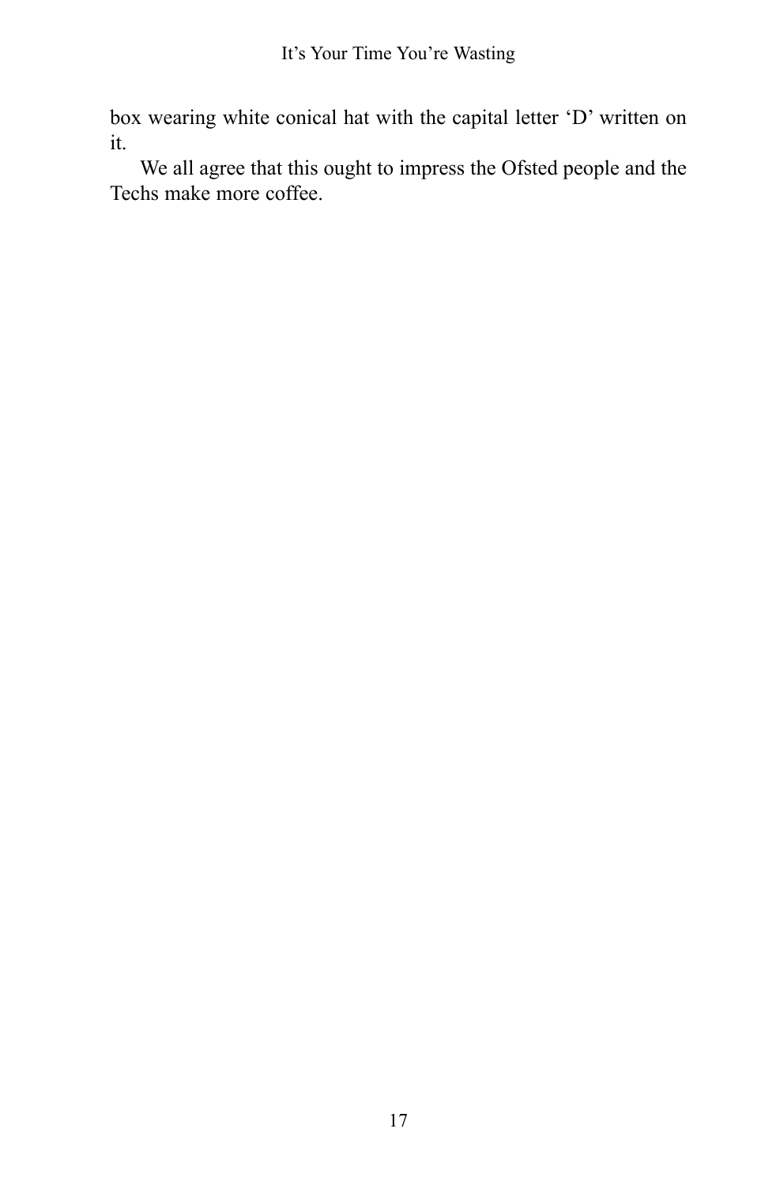box wearing white conical hat with the capital letter ‘D’ written on it.

We all agree that this ought to impress the Ofsted people and the Techs make more coffee.